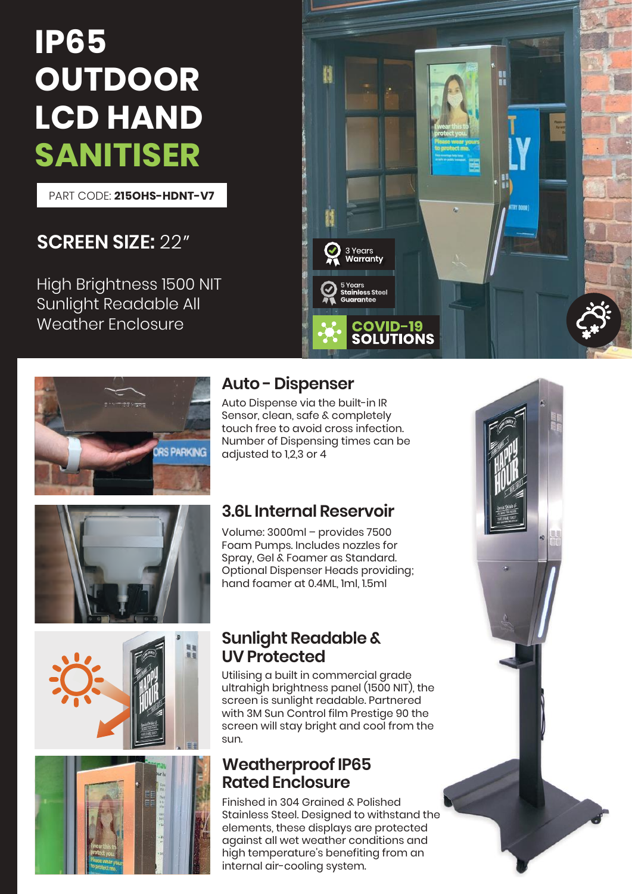# IP65 OUTDOOR LCD HAND SANITISER

PART CODE: **215OHS-HDNT-V7**

## SCREEN SIZE: 22″

High Brightness 1500 NIT Sunlight Readable All Weather Enclosure

3 Years Warranty

5 Years Stainless Steel Guarantee

COVID-19 SOLUTIONS

### Auto - Dispenser

Auto Dispense via the built-in IR Sensor, clean, safe & completely touch free to avoid cross infection. Number of Dispensing times can be adjusted to 1,2,3 or 4

### 3.6L Internal Reservoir

Volume: 3000ml – provides 7500 Foam Pumps. Includes nozzles for Spray, Gel & Foamer as Standard. Optional Dispenser Heads providing; hand foamer at 0.4ML, 1ml, 1.5ml

### Sunlight Readable & UV Protected

Utilising a built in commercial grade ultrahigh brightness panel (1500 NIT), the screen is sunlight readable. Partnered with 3M Sun Control film Prestige 90 the screen will stay bright and cool from the sun.

### Weatherproof IP65 Rated Enclosure

Finished in 304 Grained & Polished Stainless Steel. Designed to withstand the elements, these displays are protected against all wet weather conditions and high temperature's benefiting from an internal air-cooling system.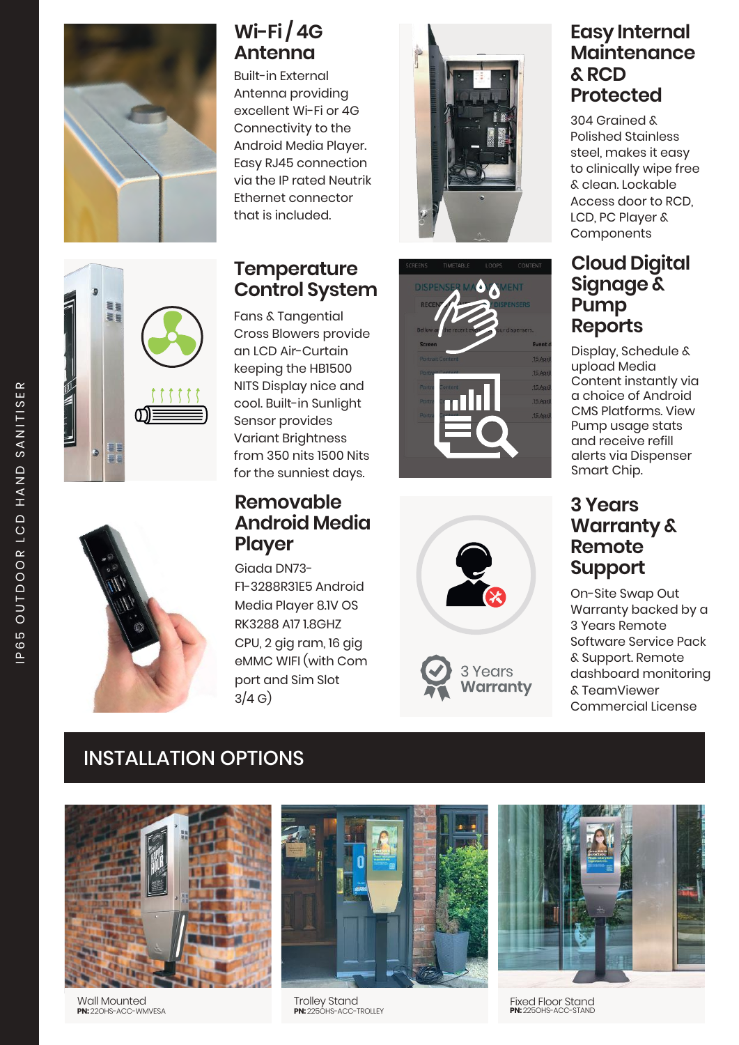## Wi-Fi / 4G Antenna

Built-in External Antenna providing excellent Wi-Fi or 4G Connectivity to the Android Media Player. Easy RJ45 connection via the IP rated Neutrik Ethernet connector that is included.

## Easy Internal Maintenance & RCD Protected

304 Grained & Polished Stainless steel, makes it easy to clinically wipe free & clean. Lockable Access door to RCD, LCD, PC Player & Components

## Temperature Control System

Fans & Tangential Cross Blowers provide an LCD Air-Curtain keeping the HB1500 NITS Display nice and cool. Built-in Sunlight Sensor provides Variant Brightness from 350 nits 1500 Nits for the sunniest days.

## Cloud Digital Signage & Pump Reports

Display, Schedule & upload Media Content instantly via a choice of Android CMS Platforms. View Pump usage stats and receive refill alerts via Dispenser Smart Chip.

## Removable Android Media Player

Giada DN73-FI-3288R31E5 Android Media Player 8.1V OS RK3288 A17 1.8GHZ CPU, 2 gig ram, 16 gig eMMC WIFI (with Com port and Sim Slot 3/4 G)

3 Years **Warranty**

## 3 Years Warranty & Remote Support

On-Site Swap Out Warranty backed by a 3 Years Remote Software Service Pack & Support. Remote dashboard monitoring & TeamViewer Commercial License

## INSTALLATION OPTIONS

Wall Mounted
**PN:** 22OHS-ACC-WMVESA

Trolley Stand
**PN:** 22SOHS-ACC-TROLLEY

Fixed Floor Stand
**PN:** 22SOHS-ACC-STAND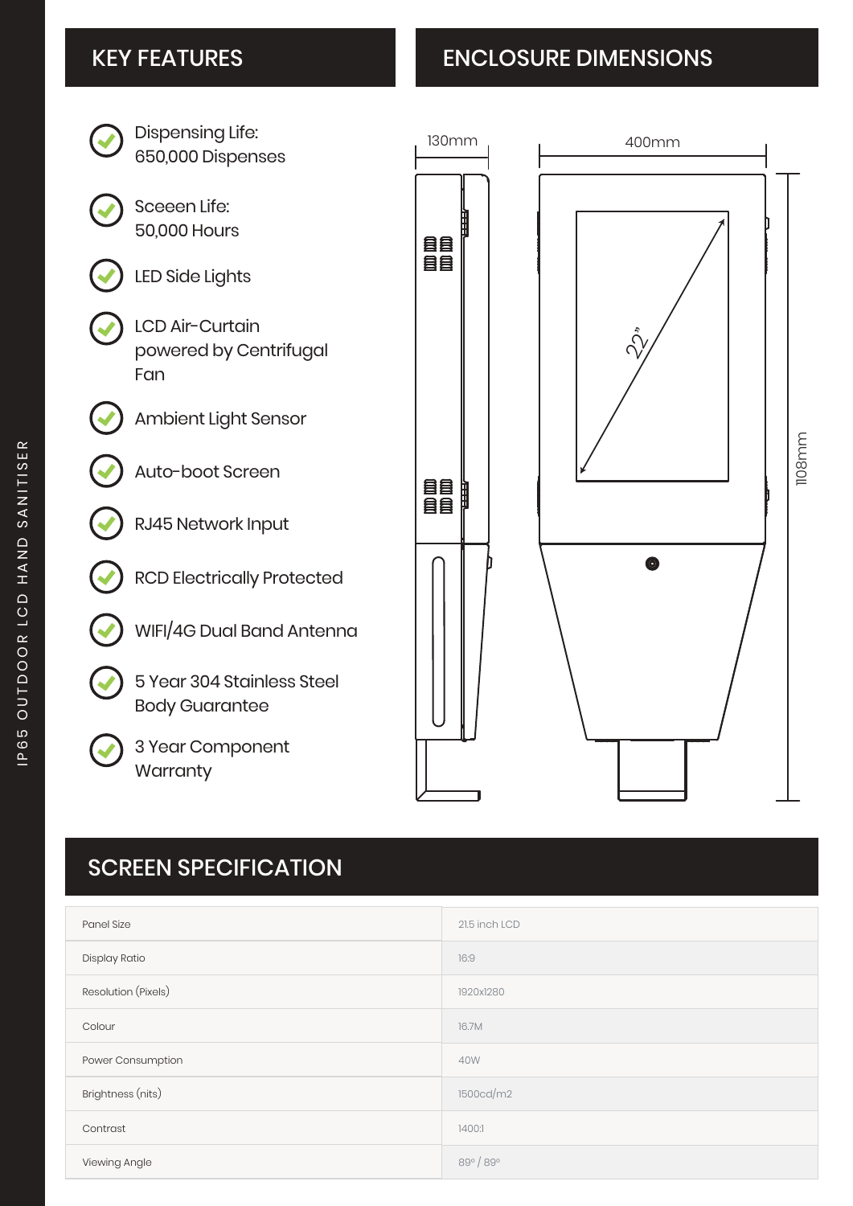## KEY FEATURES

- Dispensing Life: 650,000 Dispenses
- Sceeen Life: 50,000 Hours
- LED Side Lights
- LCD Air-Curtain powered by Centrifugal Fan
- Ambient Light Sensor
- Auto-boot Screen
- RJ45 Network Input
- RCD Electrically Protected
- WIFI/4G Dual Band Antenna
- 5 Year 304 Stainless Steel Body Guarantee
- 3 Year Component Warranty

## ENCLOSURE DIMENSIONS

130mm

400mm

22"

1108mm

## SCREEN SPECIFICATION

| | |
|---|---|
| Panel Size | 21.5 inch LCD |
| Display Ratio | 16:9 |
| Resolution (Pixels) | 1920x1280 |
| Colour | 16.7M |
| Power Consumption | 40W |
| Brightness (nits) | 1500cd/m2 |
| Contrast | 1400:1 |
| Viewing Angle | 89° / 89° |